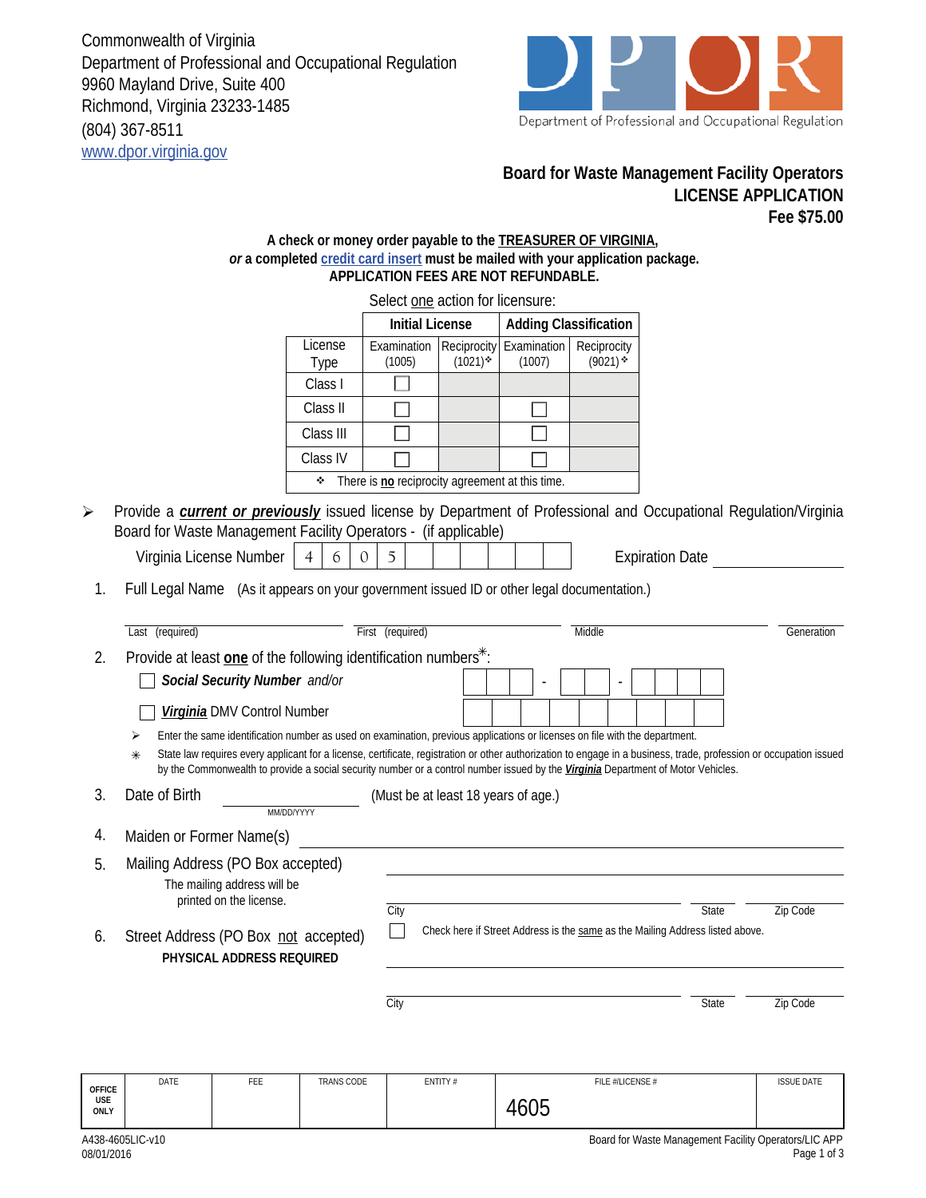Commonwealth of Virginia
Department of Professional and Occupational Regulation
9960 Mayland Drive, Suite 400
Richmond, Virginia 23233-1485
(804) 367-8511
www.dpor.virginia.gov

Department of Professional and Occupational Regulation

## Board for Waste Management Facility Operators
## LICENSE APPLICATION
## Fee $75.00

**A check or money order payable to the TREASURER OF VIRGINIA,**
***or* a completed credit card insert must be mailed with your application package.**
**APPLICATION FEES ARE NOT REFUNDABLE.**

Select one action for licensure:

| | **Initial License** | | **Adding Classification** | |
|---|---|---|---|---|
| License Type | Examination (1005) | Reciprocity (1021)❖ | Examination (1007) | Reciprocity (9021)❖ |
| Class I | ☐ | | | |
| Class II | ☐ | | ☐ | |
| Class III | ☐ | | ☐ | |
| Class IV | ☐ | | ☐ | |

❖ There is **no** reciprocity agreement at this time.

➢ Provide a ***current or previously*** issued license by Department of Professional and Occupational Regulation/Virginia Board for Waste Management Facility Operators - (if applicable)

Virginia License Number 4 6 0 5 ______ Expiration Date ____________

1. Full Legal Name (As it appears on your government issued ID or other legal documentation.)

Last (required) ____________ First (required) ____________ Middle ____________ Generation ____________

2. Provide at least **one** of the following identification numbers✳:

☐ ***Social Security Number*** *and/or* ___ ___ ___ - ___ ___ - ___ ___ ___ ___

☐ ***Virginia*** DMV Control Number ____________

➢ Enter the same identification number as used on examination, previous applications or licenses on file with the department.

✳ State law requires every applicant for a license, certificate, registration or other authorization to engage in a business, trade, profession or occupation issued by the Commonwealth to provide a social security number or a control number issued by the ***Virginia*** Department of Motor Vehicles.

3. Date of Birth ____________ (MM/DD/YYYY) (Must be at least 18 years of age.)

4. Maiden or Former Name(s) ____________

5. Mailing Address (PO Box accepted) ____________

The mailing address will be printed on the license.

City ____________ State ______ Zip Code ______

6. Street Address (PO Box not accepted)
**PHYSICAL ADDRESS REQUIRED**

☐ Check here if Street Address is the same as the Mailing Address listed above.

____________

City ____________ State ______ Zip Code ______

| OFFICE USE ONLY | DATE | FEE | TRANS CODE | ENTITY # | FILE #/LICENSE # | ISSUE DATE |
|---|---|---|---|---|---|---|
| | | | | | 4605 | |

A438-4605LIC-v10
08/01/2016

Board for Waste Management Facility Operators/LIC APP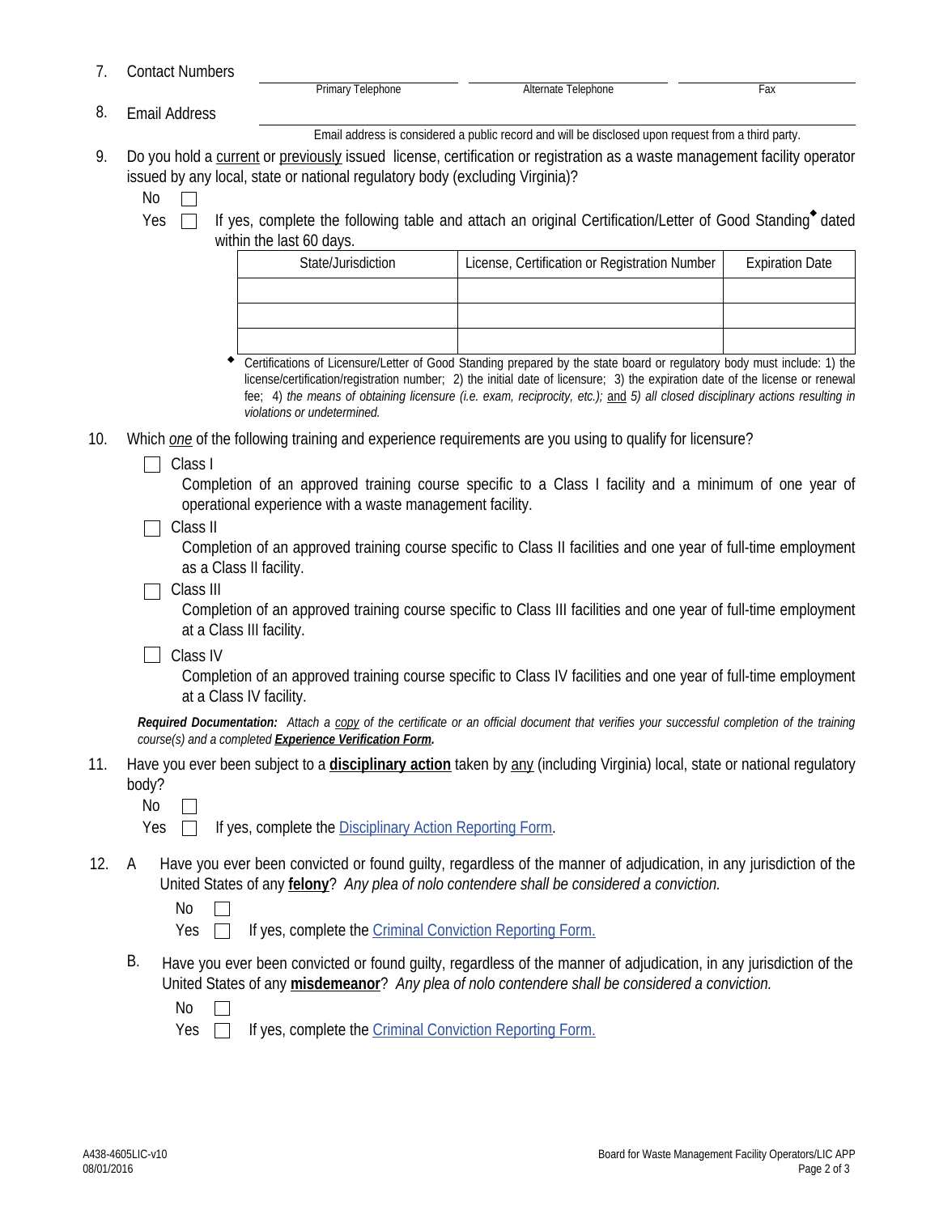7. Contact Numbers

| Primary Telephone | Alternate Telephone | Fax |
|---|---|---|
| | | |

8. Email Address ______________________________

Email address is considered a public record and will be disclosed upon request from a third party.

9. Do you hold a current or previously issued license, certification or registration as a waste management facility operator issued by any local, state or national regulatory body (excluding Virginia)?

   No ☐

   Yes ☐ If yes, complete the following table and attach an original Certification/Letter of Good Standing◆ dated within the last 60 days.

| State/Jurisdiction | License, Certification or Registration Number | Expiration Date |
|---|---|---|
| | | |
| | | |
| | | |

◆ Certifications of Licensure/Letter of Good Standing prepared by the state board or regulatory body must include: 1) the license/certification/registration number; 2) the initial date of licensure; 3) the expiration date of the license or renewal fee; 4) *the means of obtaining licensure (i.e. exam, reciprocity, etc.);* and *5) all closed disciplinary actions resulting in violations or undetermined.*

10. Which *one* of the following training and experience requirements are you using to qualify for licensure?

   ☐ Class I
   Completion of an approved training course specific to a Class I facility and a minimum of one year of operational experience with a waste management facility.

   ☐ Class II
   Completion of an approved training course specific to Class II facilities and one year of full-time employment as a Class II facility.

   ☐ Class III
   Completion of an approved training course specific to Class III facilities and one year of full-time employment at a Class III facility.

   ☐ Class IV
   Completion of an approved training course specific to Class IV facilities and one year of full-time employment at a Class IV facility.

   ***Required Documentation:*** *Attach a copy of the certificate or an official document that verifies your successful completion of the training course(s) and a completed **Experience Verification Form**.*

11. Have you ever been subject to a **disciplinary action** taken by any (including Virginia) local, state or national regulatory body?

   No ☐

   Yes ☐ If yes, complete the Disciplinary Action Reporting Form.

12. A Have you ever been convicted or found guilty, regardless of the manner of adjudication, in any jurisdiction of the United States of any **felony**? *Any plea of nolo contendere shall be considered a conviction.*

   No ☐

   Yes ☐ If yes, complete the Criminal Conviction Reporting Form.

   B. Have you ever been convicted or found guilty, regardless of the manner of adjudication, in any jurisdiction of the United States of any **misdemeanor**? *Any plea of nolo contendere shall be considered a conviction.*

   No ☐

   Yes ☐ If yes, complete the Criminal Conviction Reporting Form.

A438-4605LIC-v10
08/01/2016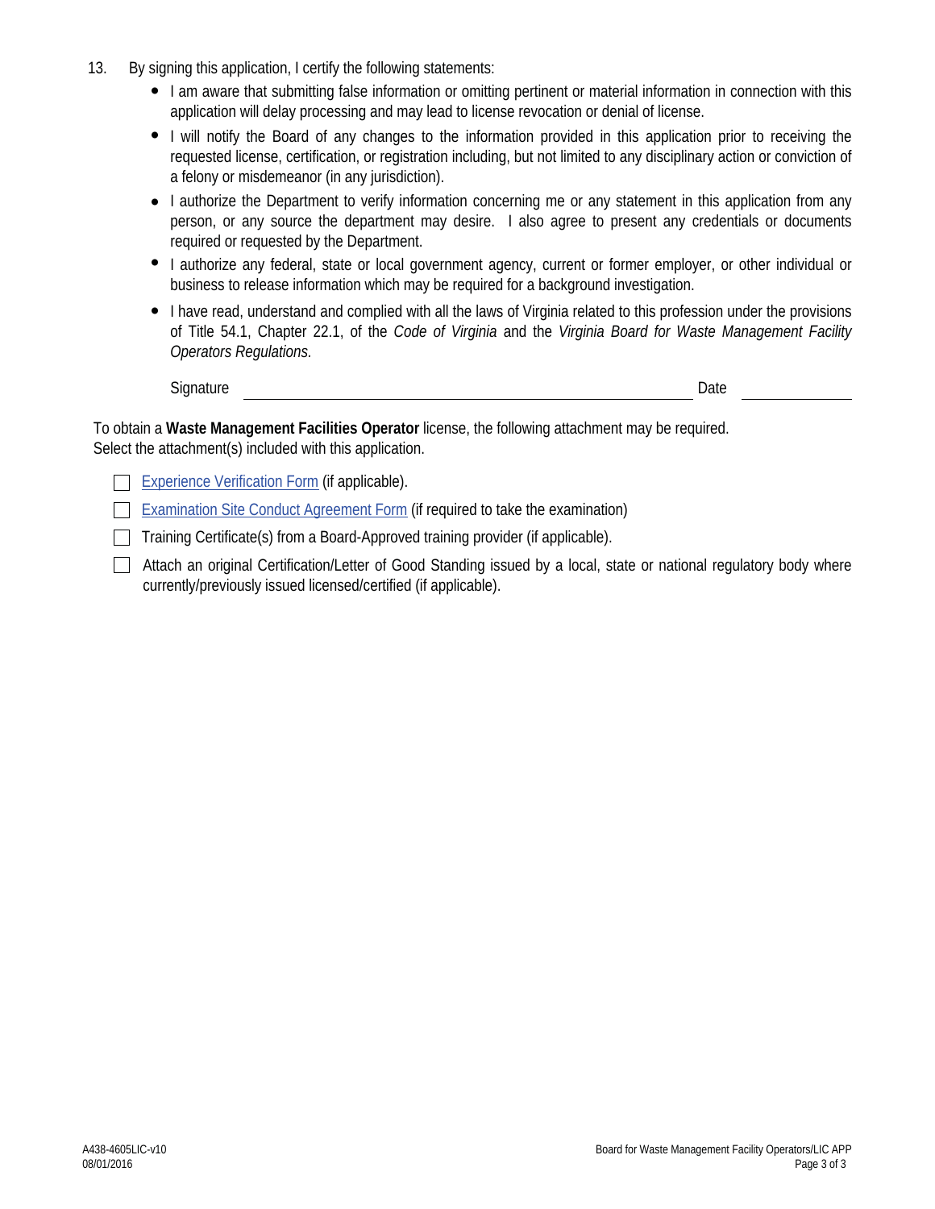13. By signing this application, I certify the following statements:
    - I am aware that submitting false information or omitting pertinent or material information in connection with this application will delay processing and may lead to license revocation or denial of license.
    - I will notify the Board of any changes to the information provided in this application prior to receiving the requested license, certification, or registration including, but not limited to any disciplinary action or conviction of a felony or misdemeanor (in any jurisdiction).
    - I authorize the Department to verify information concerning me or any statement in this application from any person, or any source the department may desire. I also agree to present any credentials or documents required or requested by the Department.
    - I authorize any federal, state or local government agency, current or former employer, or other individual or business to release information which may be required for a background investigation.
    - I have read, understand and complied with all the laws of Virginia related to this profession under the provisions of Title 54.1, Chapter 22.1, of the *Code of Virginia* and the *Virginia Board for Waste Management Facility Operators Regulations.*

    Signature ______________________________ Date ____________

To obtain a **Waste Management Facilities Operator** license, the following attachment may be required. Select the attachment(s) included with this application.

- ☐ Experience Verification Form (if applicable).
- ☐ Examination Site Conduct Agreement Form (if required to take the examination)
- ☐ Training Certificate(s) from a Board-Approved training provider (if applicable).
- ☐ Attach an original Certification/Letter of Good Standing issued by a local, state or national regulatory body where currently/previously issued licensed/certified (if applicable).

A438-4605LIC-v10
08/01/2016

Board for Waste Management Facility Operators/LIC APP